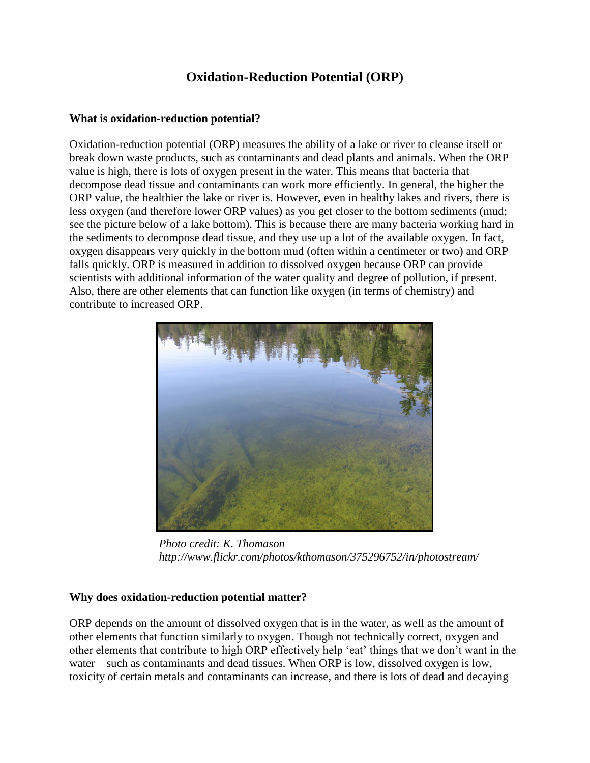# Oxidation-Reduction Potential (ORP)

**What is oxidation-reduction potential?**

Oxidation-reduction potential (ORP) measures the ability of a lake or river to cleanse itself or break down waste products, such as contaminants and dead plants and animals. When the ORP value is high, there is lots of oxygen present in the water. This means that bacteria that decompose dead tissue and contaminants can work more efficiently. In general, the higher the ORP value, the healthier the lake or river is. However, even in healthy lakes and rivers, there is less oxygen (and therefore lower ORP values) as you get closer to the bottom sediments (mud; see the picture below of a lake bottom). This is because there are many bacteria working hard in the sediments to decompose dead tissue, and they use up a lot of the available oxygen. In fact, oxygen disappears very quickly in the bottom mud (often within a centimeter or two) and ORP falls quickly. ORP is measured in addition to dissolved oxygen because ORP can provide scientists with additional information of the water quality and degree of pollution, if present. Also, there are other elements that can function like oxygen (in terms of chemistry) and contribute to increased ORP.

*Photo credit: K. Thomason*
*http://www.flickr.com/photos/kthomason/375296752/in/photostream/*

**Why does oxidation-reduction potential matter?**

ORP depends on the amount of dissolved oxygen that is in the water, as well as the amount of other elements that function similarly to oxygen. Though not technically correct, oxygen and other elements that contribute to high ORP effectively help 'eat' things that we don't want in the water – such as contaminants and dead tissues. When ORP is low, dissolved oxygen is low, toxicity of certain metals and contaminants can increase, and there is lots of dead and decaying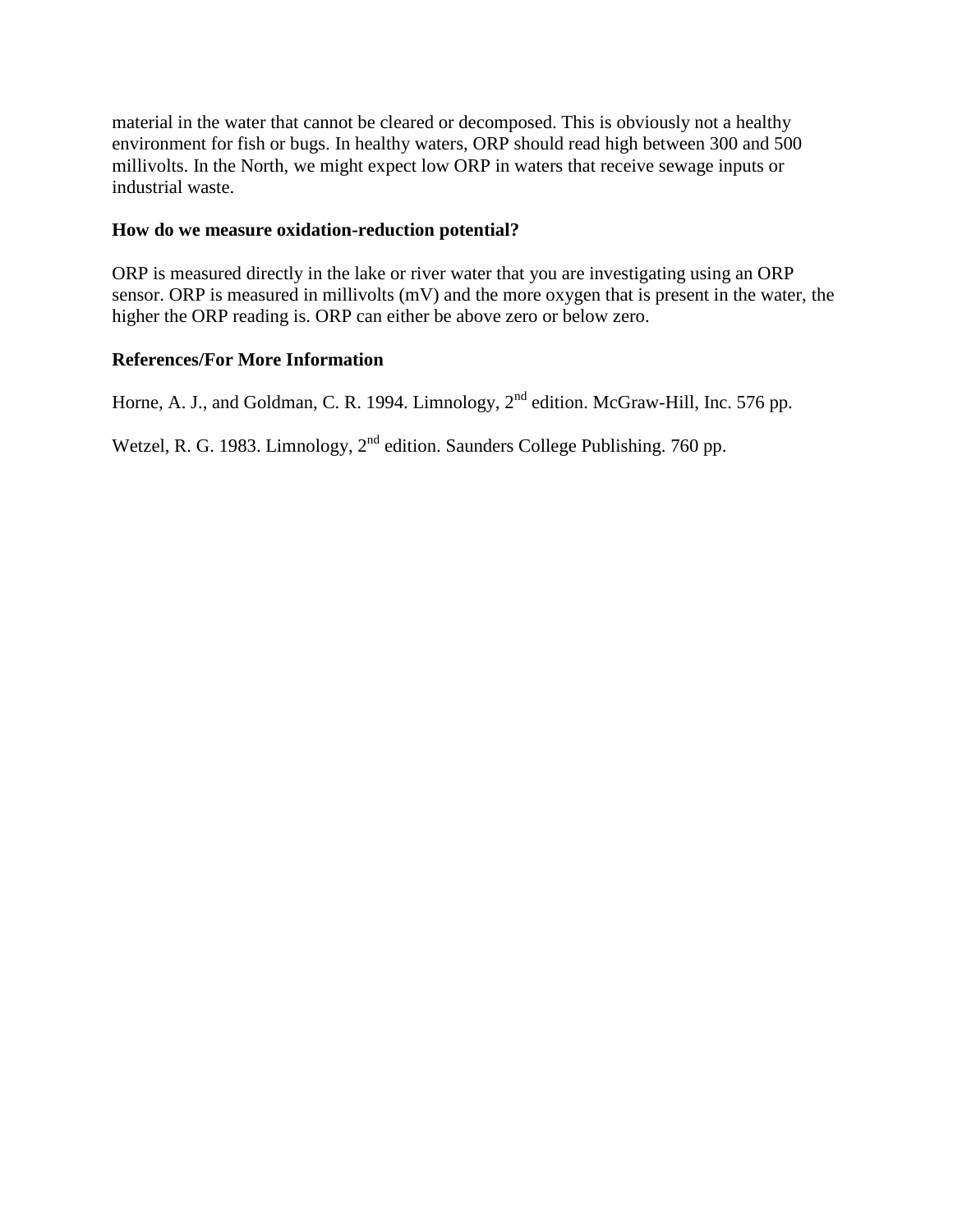material in the water that cannot be cleared or decomposed. This is obviously not a healthy environment for fish or bugs. In healthy waters, ORP should read high between 300 and 500 millivolts. In the North, we might expect low ORP in waters that receive sewage inputs or industrial waste.

**How do we measure oxidation-reduction potential?**

ORP is measured directly in the lake or river water that you are investigating using an ORP sensor. ORP is measured in millivolts (mV) and the more oxygen that is present in the water, the higher the ORP reading is. ORP can either be above zero or below zero.

**References/For More Information**

Horne, A. J., and Goldman, C. R. 1994. Limnology, 2nd edition. McGraw-Hill, Inc. 576 pp.

Wetzel, R. G. 1983. Limnology, 2nd edition. Saunders College Publishing. 760 pp.